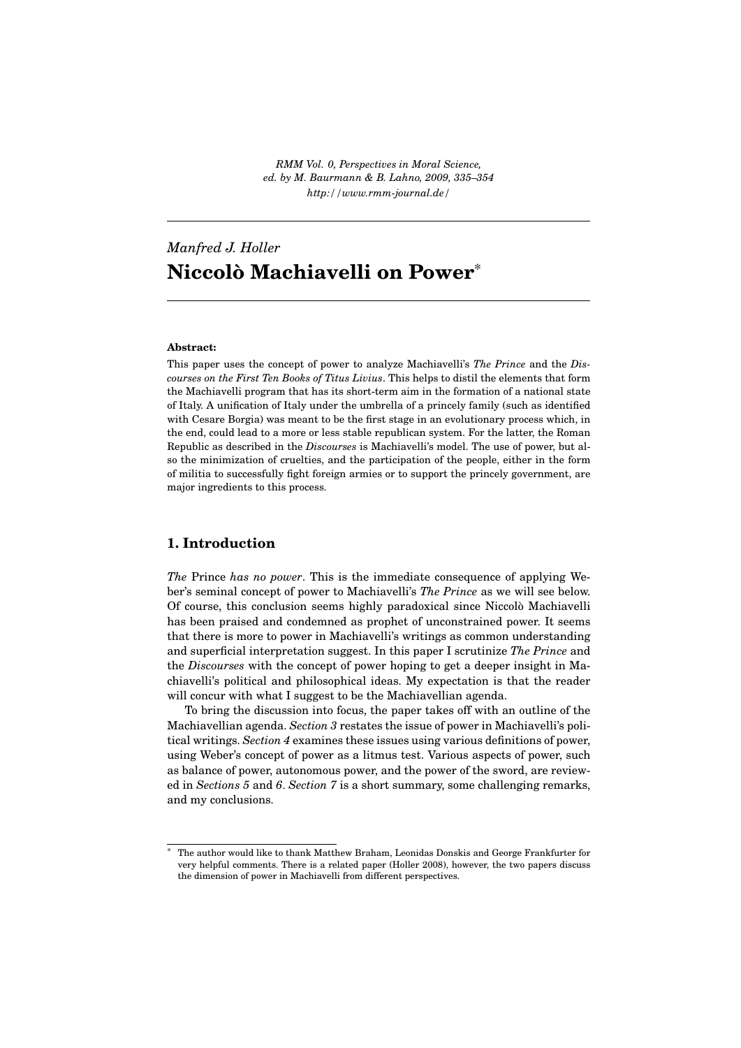*RMM Vol. 0, Perspectives in Moral Science, ed. by M. Baurmann & B. Lahno, 2009, 335–354*
*http://www.rmm-journal.de/*

*Manfred J. Holler*

# Niccolò Machiavelli on Power[*]

**Abstract:**

This paper uses the concept of power to analyze Machiavelli's *The Prince* and the *Discourses on the First Ten Books of Titus Livius*. This helps to distil the elements that form the Machiavelli program that has its short-term aim in the formation of a national state of Italy. A unification of Italy under the umbrella of a princely family (such as identified with Cesare Borgia) was meant to be the first stage in an evolutionary process which, in the end, could lead to a more or less stable republican system. For the latter, the Roman Republic as described in the *Discourses* is Machiavelli's model. The use of power, but also the minimization of cruelties, and the participation of the people, either in the form of militia to successfully fight foreign armies or to support the princely government, are major ingredients to this process.

## 1. Introduction

*The* Prince *has no power*. This is the immediate consequence of applying Weber's seminal concept of power to Machiavelli's *The Prince* as we will see below. Of course, this conclusion seems highly paradoxical since Niccolò Machiavelli has been praised and condemned as prophet of unconstrained power. It seems that there is more to power in Machiavelli's writings as common understanding and superficial interpretation suggest. In this paper I scrutinize *The Prince* and the *Discourses* with the concept of power hoping to get a deeper insight in Machiavelli's political and philosophical ideas. My expectation is that the reader will concur with what I suggest to be the Machiavellian agenda.

To bring the discussion into focus, the paper takes off with an outline of the Machiavellian agenda. *Section 3* restates the issue of power in Machiavelli's political writings. *Section 4* examines these issues using various definitions of power, using Weber's concept of power as a litmus test. Various aspects of power, such as balance of power, autonomous power, and the power of the sword, are reviewed in *Sections 5* and *6*. *Section 7* is a short summary, some challenging remarks, and my conclusions.

[*] The author would like to thank Matthew Braham, Leonidas Donskis and George Frankfurter for very helpful comments. There is a related paper (Holler 2008), however, the two papers discuss the dimension of power in Machiavelli from different perspectives.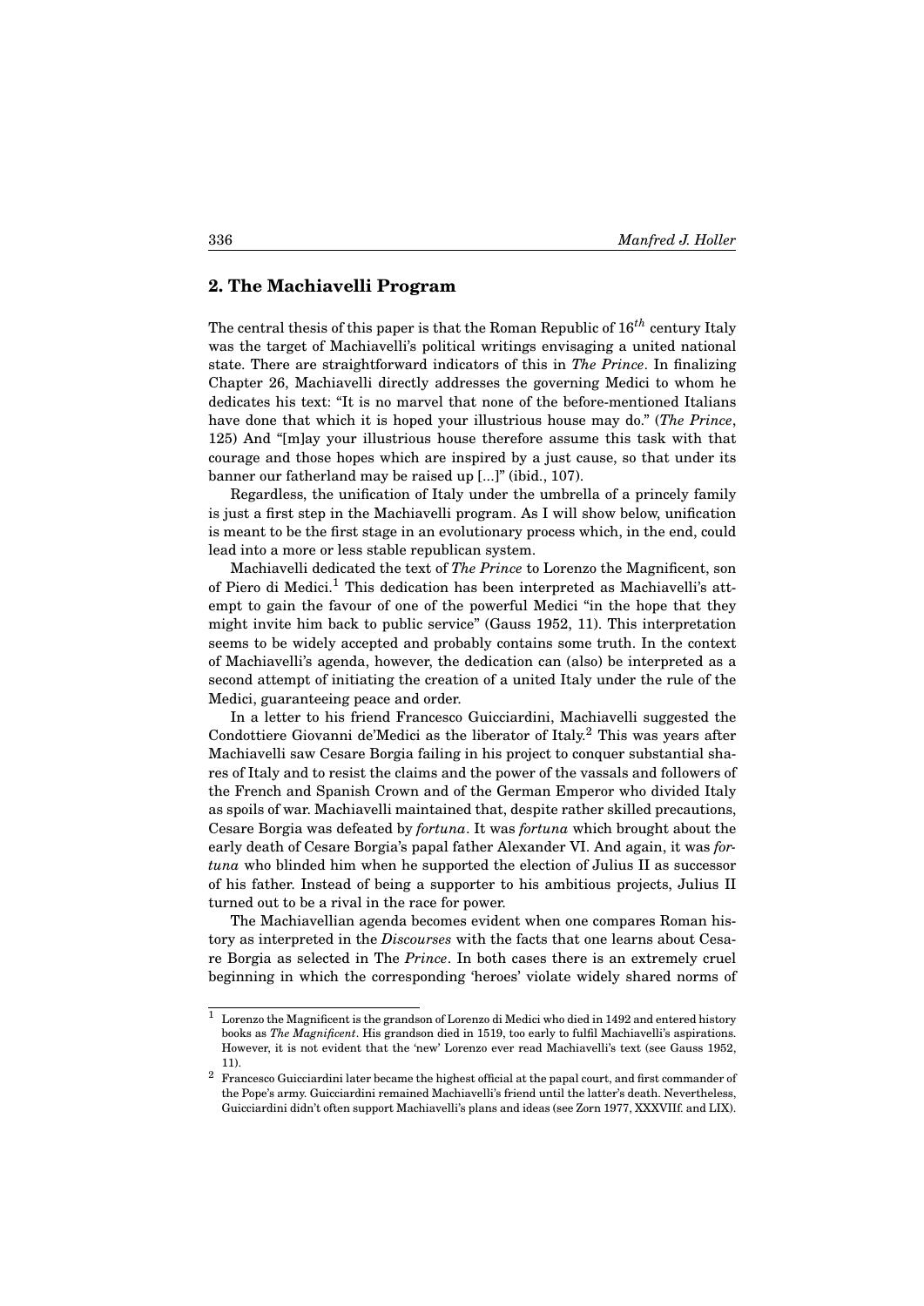## 2. The Machiavelli Program

The central thesis of this paper is that the Roman Republic of $16^{th}$ century Italy was the target of Machiavelli's political writings envisaging a united national state. There are straightforward indicators of this in *The Prince*. In finalizing Chapter 26, Machiavelli directly addresses the governing Medici to whom he dedicates his text: "It is no marvel that none of the before-mentioned Italians have done that which it is hoped your illustrious house may do." (*The Prince*, 125) And "[m]ay your illustrious house therefore assume this task with that courage and those hopes which are inspired by a just cause, so that under its banner our fatherland may be raised up [...]" (ibid., 107).

Regardless, the unification of Italy under the umbrella of a princely family is just a first step in the Machiavelli program. As I will show below, unification is meant to be the first stage in an evolutionary process which, in the end, could lead into a more or less stable republican system.

Machiavelli dedicated the text of *The Prince* to Lorenzo the Magnificent, son of Piero di Medici.[1] This dedication has been interpreted as Machiavelli's attempt to gain the favour of one of the powerful Medici "in the hope that they might invite him back to public service" (Gauss 1952, 11). This interpretation seems to be widely accepted and probably contains some truth. In the context of Machiavelli's agenda, however, the dedication can (also) be interpreted as a second attempt of initiating the creation of a united Italy under the rule of the Medici, guaranteeing peace and order.

In a letter to his friend Francesco Guicciardini, Machiavelli suggested the Condottiere Giovanni de'Medici as the liberator of Italy.[2] This was years after Machiavelli saw Cesare Borgia failing in his project to conquer substantial shares of Italy and to resist the claims and the power of the vassals and followers of the French and Spanish Crown and of the German Emperor who divided Italy as spoils of war. Machiavelli maintained that, despite rather skilled precautions, Cesare Borgia was defeated by *fortuna*. It was *fortuna* which brought about the early death of Cesare Borgia's papal father Alexander VI. And again, it was *fortuna* who blinded him when he supported the election of Julius II as successor of his father. Instead of being a supporter to his ambitious projects, Julius II turned out to be a rival in the race for power.

The Machiavellian agenda becomes evident when one compares Roman history as interpreted in the *Discourses* with the facts that one learns about Cesare Borgia as selected in The *Prince*. In both cases there is an extremely cruel beginning in which the corresponding 'heroes' violate widely shared norms of

---

[1] Lorenzo the Magnificent is the grandson of Lorenzo di Medici who died in 1492 and entered history books as *The Magnificent*. His grandson died in 1519, too early to fulfil Machiavelli's aspirations. However, it is not evident that the 'new' Lorenzo ever read Machiavelli's text (see Gauss 1952, 11).

[2] Francesco Guicciardini later became the highest official at the papal court, and first commander of the Pope's army. Guicciardini remained Machiavelli's friend until the latter's death. Nevertheless, Guicciardini didn't often support Machiavelli's plans and ideas (see Zorn 1977, XXXVIIf. and LIX).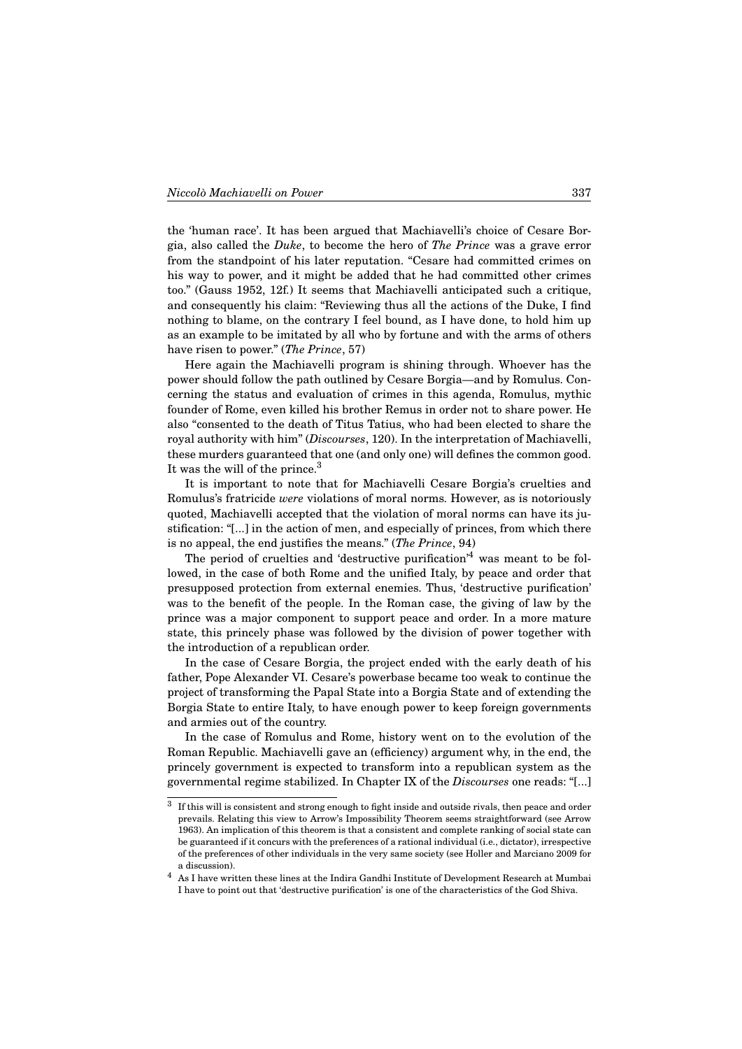the 'human race'. It has been argued that Machiavelli's choice of Cesare Borgia, also called the *Duke*, to become the hero of *The Prince* was a grave error from the standpoint of his later reputation. "Cesare had committed crimes on his way to power, and it might be added that he had committed other crimes too." (Gauss 1952, 12f.) It seems that Machiavelli anticipated such a critique, and consequently his claim: "Reviewing thus all the actions of the Duke, I find nothing to blame, on the contrary I feel bound, as I have done, to hold him up as an example to be imitated by all who by fortune and with the arms of others have risen to power." (*The Prince*, 57)

Here again the Machiavelli program is shining through. Whoever has the power should follow the path outlined by Cesare Borgia—and by Romulus. Concerning the status and evaluation of crimes in this agenda, Romulus, mythic founder of Rome, even killed his brother Remus in order not to share power. He also "consented to the death of Titus Tatius, who had been elected to share the royal authority with him" (*Discourses*, 120). In the interpretation of Machiavelli, these murders guaranteed that one (and only one) will defines the common good. It was the will of the prince.[3]

It is important to note that for Machiavelli Cesare Borgia's cruelties and Romulus's fratricide *were* violations of moral norms. However, as is notoriously quoted, Machiavelli accepted that the violation of moral norms can have its justification: "[...] in the action of men, and especially of princes, from which there is no appeal, the end justifies the means." (*The Prince*, 94)

The period of cruelties and 'destructive purification'[4] was meant to be followed, in the case of both Rome and the unified Italy, by peace and order that presupposed protection from external enemies. Thus, 'destructive purification' was to the benefit of the people. In the Roman case, the giving of law by the prince was a major component to support peace and order. In a more mature state, this princely phase was followed by the division of power together with the introduction of a republican order.

In the case of Cesare Borgia, the project ended with the early death of his father, Pope Alexander VI. Cesare's powerbase became too weak to continue the project of transforming the Papal State into a Borgia State and of extending the Borgia State to entire Italy, to have enough power to keep foreign governments and armies out of the country.

In the case of Romulus and Rome, history went on to the evolution of the Roman Republic. Machiavelli gave an (efficiency) argument why, in the end, the princely government is expected to transform into a republican system as the governmental regime stabilized. In Chapter IX of the *Discourses* one reads: "[...]

---

[3] If this will is consistent and strong enough to fight inside and outside rivals, then peace and order prevails. Relating this view to Arrow's Impossibility Theorem seems straightforward (see Arrow 1963). An implication of this theorem is that a consistent and complete ranking of social state can be guaranteed if it concurs with the preferences of a rational individual (i.e., dictator), irrespective of the preferences of other individuals in the very same society (see Holler and Marciano 2009 for a discussion).

[4] As I have written these lines at the Indira Gandhi Institute of Development Research at Mumbai I have to point out that 'destructive purification' is one of the characteristics of the God Shiva.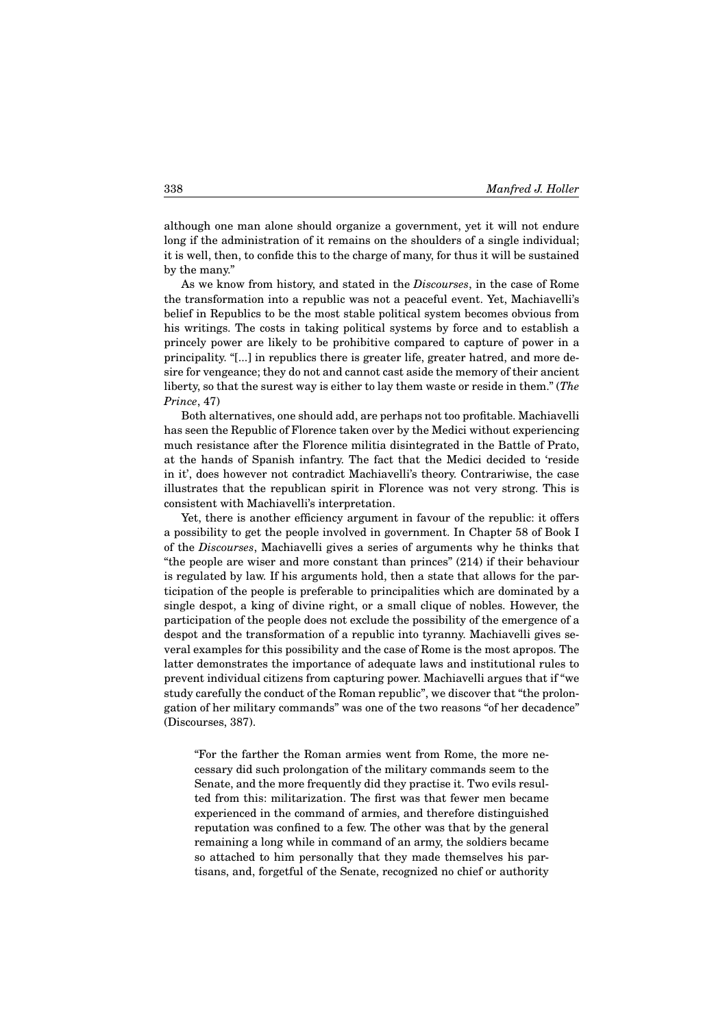although one man alone should organize a government, yet it will not endure long if the administration of it remains on the shoulders of a single individual; it is well, then, to confide this to the charge of many, for thus it will be sustained by the many."

As we know from history, and stated in the *Discourses*, in the case of Rome the transformation into a republic was not a peaceful event. Yet, Machiavelli's belief in Republics to be the most stable political system becomes obvious from his writings. The costs in taking political systems by force and to establish a princely power are likely to be prohibitive compared to capture of power in a principality. "[...] in republics there is greater life, greater hatred, and more desire for vengeance; they do not and cannot cast aside the memory of their ancient liberty, so that the surest way is either to lay them waste or reside in them." (*The Prince*, 47)

Both alternatives, one should add, are perhaps not too profitable. Machiavelli has seen the Republic of Florence taken over by the Medici without experiencing much resistance after the Florence militia disintegrated in the Battle of Prato, at the hands of Spanish infantry. The fact that the Medici decided to 'reside in it', does however not contradict Machiavelli's theory. Contrariwise, the case illustrates that the republican spirit in Florence was not very strong. This is consistent with Machiavelli's interpretation.

Yet, there is another efficiency argument in favour of the republic: it offers a possibility to get the people involved in government. In Chapter 58 of Book I of the *Discourses*, Machiavelli gives a series of arguments why he thinks that "the people are wiser and more constant than princes" (214) if their behaviour is regulated by law. If his arguments hold, then a state that allows for the participation of the people is preferable to principalities which are dominated by a single despot, a king of divine right, or a small clique of nobles. However, the participation of the people does not exclude the possibility of the emergence of a despot and the transformation of a republic into tyranny. Machiavelli gives several examples for this possibility and the case of Rome is the most apropos. The latter demonstrates the importance of adequate laws and institutional rules to prevent individual citizens from capturing power. Machiavelli argues that if "we study carefully the conduct of the Roman republic", we discover that "the prolongation of her military commands" was one of the two reasons "of her decadence" (Discourses, 387).

> "For the farther the Roman armies went from Rome, the more necessary did such prolongation of the military commands seem to the Senate, and the more frequently did they practise it. Two evils resulted from this: militarization. The first was that fewer men became experienced in the command of armies, and therefore distinguished reputation was confined to a few. The other was that by the general remaining a long while in command of an army, the soldiers became so attached to him personally that they made themselves his partisans, and, forgetful of the Senate, recognized no chief or authority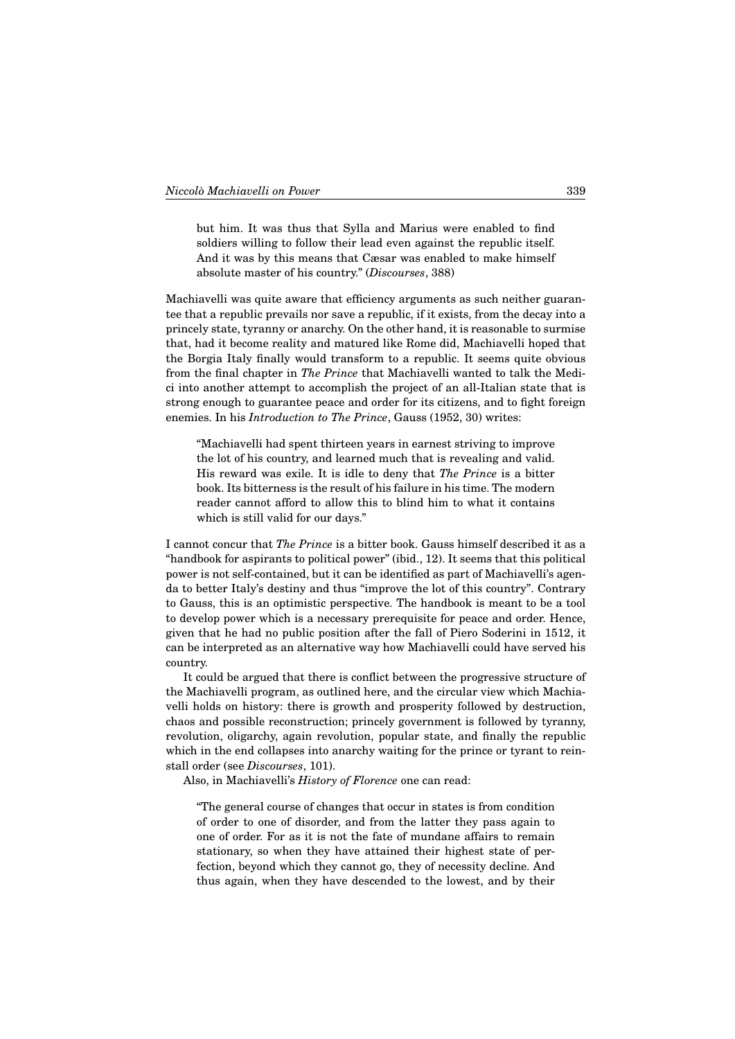> but him. It was thus that Sylla and Marius were enabled to find soldiers willing to follow their lead even against the republic itself. And it was by this means that Cæsar was enabled to make himself absolute master of his country." (*Discourses*, 388)

Machiavelli was quite aware that efficiency arguments as such neither guarantee that a republic prevails nor save a republic, if it exists, from the decay into a princely state, tyranny or anarchy. On the other hand, it is reasonable to surmise that, had it become reality and matured like Rome did, Machiavelli hoped that the Borgia Italy finally would transform to a republic. It seems quite obvious from the final chapter in *The Prince* that Machiavelli wanted to talk the Medici into another attempt to accomplish the project of an all-Italian state that is strong enough to guarantee peace and order for its citizens, and to fight foreign enemies. In his *Introduction to The Prince*, Gauss (1952, 30) writes:

> "Machiavelli had spent thirteen years in earnest striving to improve the lot of his country, and learned much that is revealing and valid. His reward was exile. It is idle to deny that *The Prince* is a bitter book. Its bitterness is the result of his failure in his time. The modern reader cannot afford to allow this to blind him to what it contains which is still valid for our days."

I cannot concur that *The Prince* is a bitter book. Gauss himself described it as a "handbook for aspirants to political power" (ibid., 12). It seems that this political power is not self-contained, but it can be identified as part of Machiavelli's agenda to better Italy's destiny and thus "improve the lot of this country". Contrary to Gauss, this is an optimistic perspective. The handbook is meant to be a tool to develop power which is a necessary prerequisite for peace and order. Hence, given that he had no public position after the fall of Piero Soderini in 1512, it can be interpreted as an alternative way how Machiavelli could have served his country.

It could be argued that there is conflict between the progressive structure of the Machiavelli program, as outlined here, and the circular view which Machiavelli holds on history: there is growth and prosperity followed by destruction, chaos and possible reconstruction; princely government is followed by tyranny, revolution, oligarchy, again revolution, popular state, and finally the republic which in the end collapses into anarchy waiting for the prince or tyrant to reinstall order (see *Discourses*, 101).

Also, in Machiavelli's *History of Florence* one can read:

> "The general course of changes that occur in states is from condition of order to one of disorder, and from the latter they pass again to one of order. For as it is not the fate of mundane affairs to remain stationary, so when they have attained their highest state of perfection, beyond which they cannot go, they of necessity decline. And thus again, when they have descended to the lowest, and by their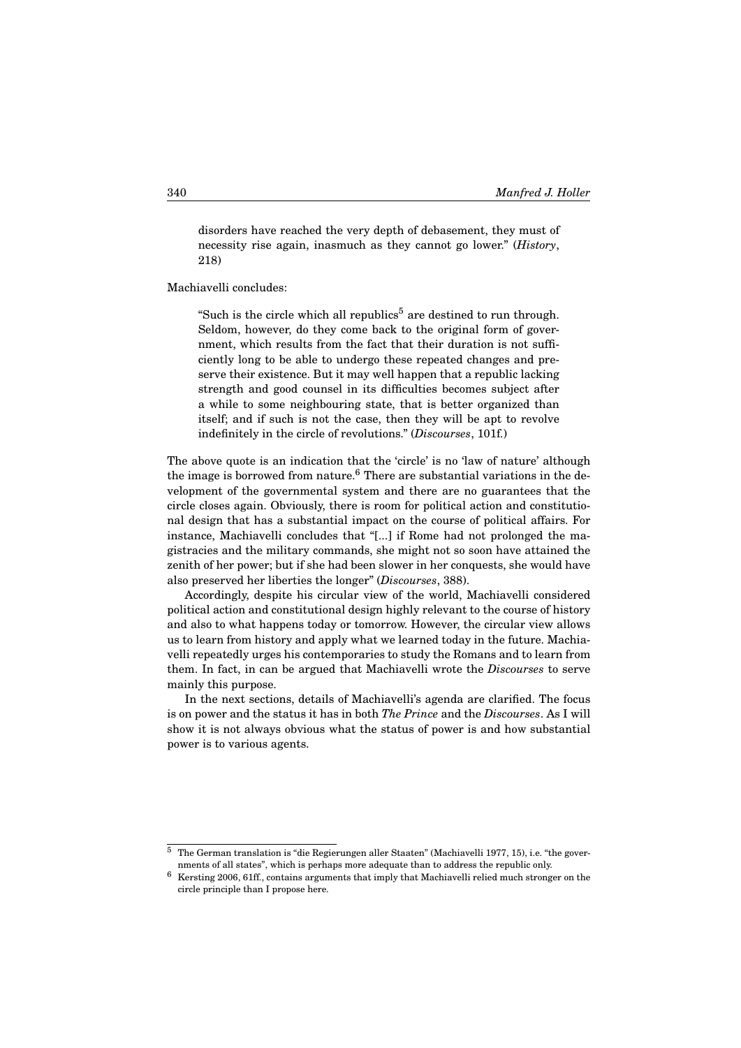> disorders have reached the very depth of debasement, they must of necessity rise again, inasmuch as they cannot go lower." (*History*, 218)

Machiavelli concludes:

> "Such is the circle which all republics[5] are destined to run through. Seldom, however, do they come back to the original form of government, which results from the fact that their duration is not sufficiently long to be able to undergo these repeated changes and preserve their existence. But it may well happen that a republic lacking strength and good counsel in its difficulties becomes subject after a while to some neighbouring state, that is better organized than itself; and if such is not the case, then they will be apt to revolve indefinitely in the circle of revolutions." (*Discourses*, 101f.)

The above quote is an indication that the 'circle' is no 'law of nature' although the image is borrowed from nature.[6] There are substantial variations in the development of the governmental system and there are no guarantees that the circle closes again. Obviously, there is room for political action and constitutional design that has a substantial impact on the course of political affairs. For instance, Machiavelli concludes that "[...] if Rome had not prolonged the magistracies and the military commands, she might not so soon have attained the zenith of her power; but if she had been slower in her conquests, she would have also preserved her liberties the longer" (*Discourses*, 388).

Accordingly, despite his circular view of the world, Machiavelli considered political action and constitutional design highly relevant to the course of history and also to what happens today or tomorrow. However, the circular view allows us to learn from history and apply what we learned today in the future. Machiavelli repeatedly urges his contemporaries to study the Romans and to learn from them. In fact, in can be argued that Machiavelli wrote the *Discourses* to serve mainly this purpose.

In the next sections, details of Machiavelli's agenda are clarified. The focus is on power and the status it has in both *The Prince* and the *Discourses*. As I will show it is not always obvious what the status of power is and how substantial power is to various agents.

---

[5] The German translation is "die Regierungen aller Staaten" (Machiavelli 1977, 15), i.e. "the governments of all states", which is perhaps more adequate than to address the republic only.

[6] Kersting 2006, 61ff., contains arguments that imply that Machiavelli relied much stronger on the circle principle than I propose here.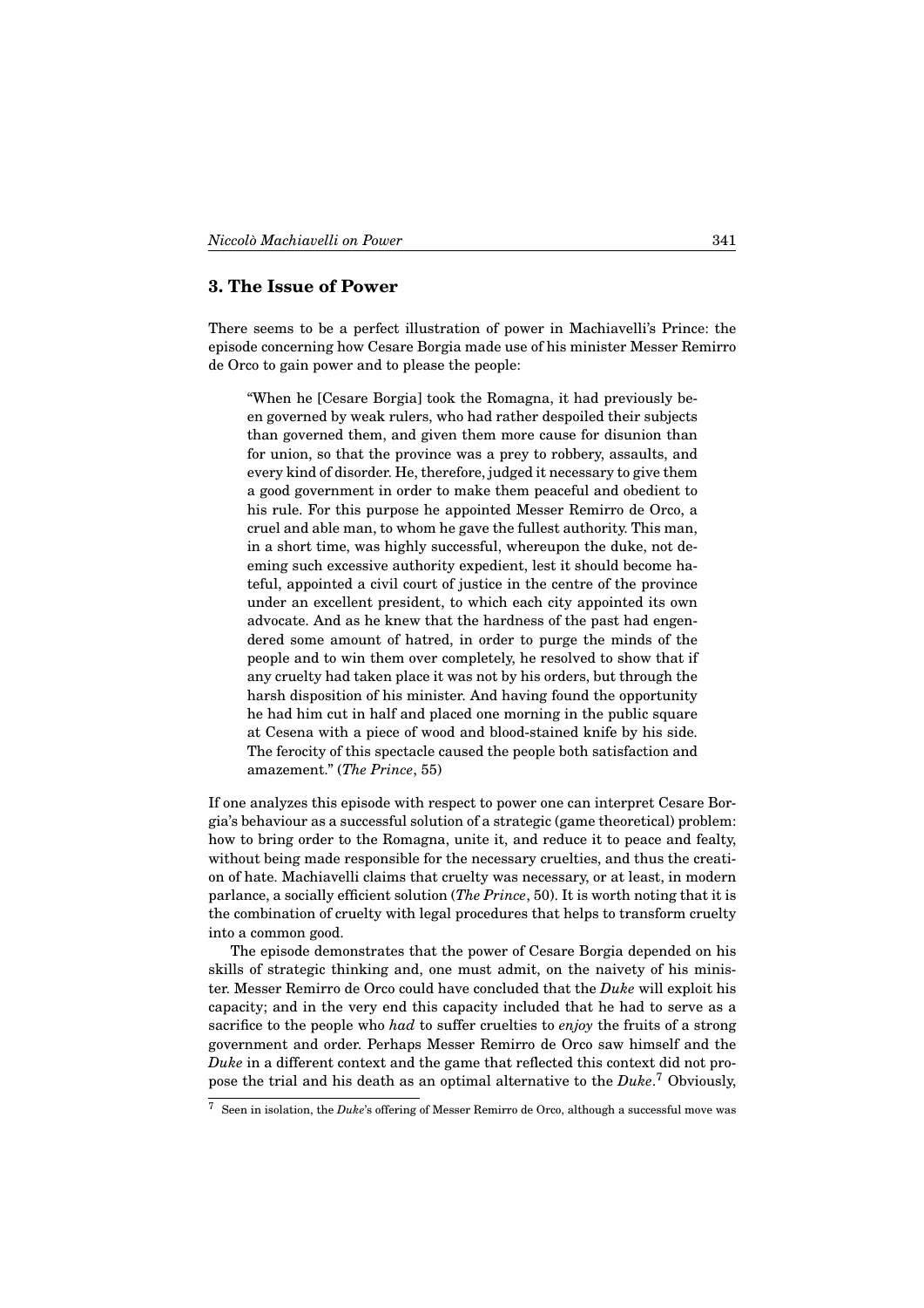## 3. The Issue of Power

There seems to be a perfect illustration of power in Machiavelli's Prince: the episode concerning how Cesare Borgia made use of his minister Messer Remirro de Orco to gain power and to please the people:

> "When he [Cesare Borgia] took the Romagna, it had previously been governed by weak rulers, who had rather despoiled their subjects than governed them, and given them more cause for disunion than for union, so that the province was a prey to robbery, assaults, and every kind of disorder. He, therefore, judged it necessary to give them a good government in order to make them peaceful and obedient to his rule. For this purpose he appointed Messer Remirro de Orco, a cruel and able man, to whom he gave the fullest authority. This man, in a short time, was highly successful, whereupon the duke, not deeming such excessive authority expedient, lest it should become hateful, appointed a civil court of justice in the centre of the province under an excellent president, to which each city appointed its own advocate. And as he knew that the hardness of the past had engendered some amount of hatred, in order to purge the minds of the people and to win them over completely, he resolved to show that if any cruelty had taken place it was not by his orders, but through the harsh disposition of his minister. And having found the opportunity he had him cut in half and placed one morning in the public square at Cesena with a piece of wood and blood-stained knife by his side. The ferocity of this spectacle caused the people both satisfaction and amazement." (*The Prince*, 55)

If one analyzes this episode with respect to power one can interpret Cesare Borgia's behaviour as a successful solution of a strategic (game theoretical) problem: how to bring order to the Romagna, unite it, and reduce it to peace and fealty, without being made responsible for the necessary cruelties, and thus the creation of hate. Machiavelli claims that cruelty was necessary, or at least, in modern parlance, a socially efficient solution (*The Prince*, 50). It is worth noting that it is the combination of cruelty with legal procedures that helps to transform cruelty into a common good.

The episode demonstrates that the power of Cesare Borgia depended on his skills of strategic thinking and, one must admit, on the naivety of his minister. Messer Remirro de Orco could have concluded that the *Duke* will exploit his capacity; and in the very end this capacity included that he had to serve as a sacrifice to the people who *had* to suffer cruelties to *enjoy* the fruits of a strong government and order. Perhaps Messer Remirro de Orco saw himself and the *Duke* in a different context and the game that reflected this context did not propose the trial and his death as an optimal alternative to the *Duke*.[7] Obviously,

[7] Seen in isolation, the *Duke*'s offering of Messer Remirro de Orco, although a successful move was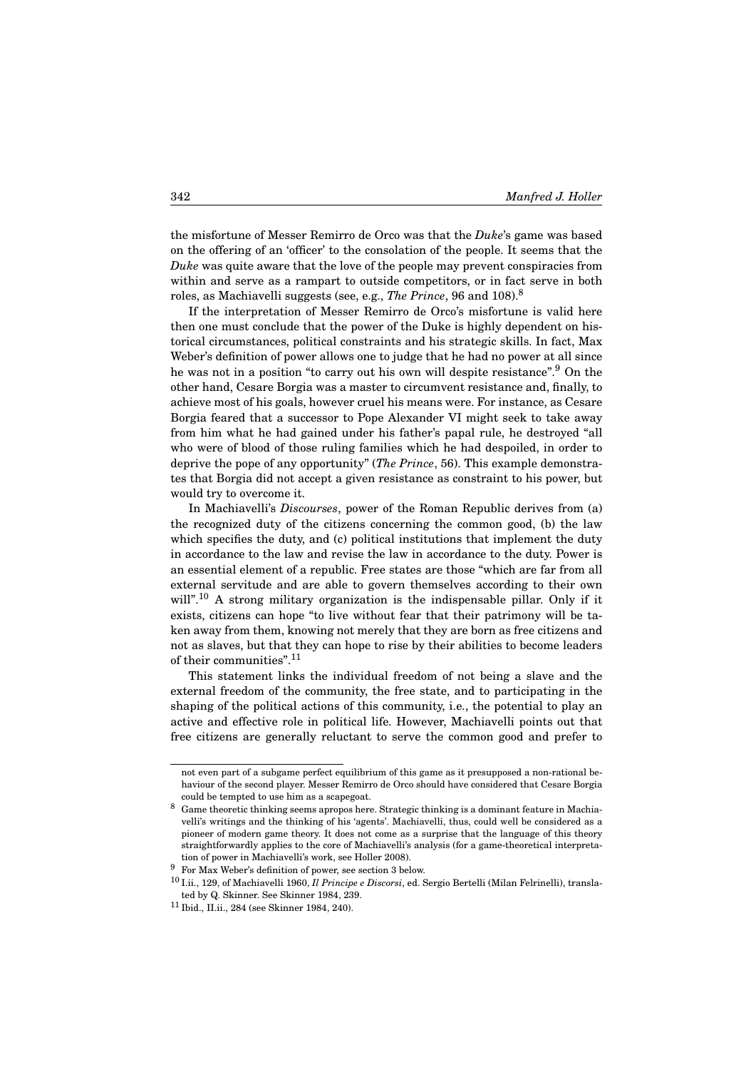the misfortune of Messer Remirro de Orco was that the *Duke*'s game was based on the offering of an 'officer' to the consolation of the people. It seems that the *Duke* was quite aware that the love of the people may prevent conspiracies from within and serve as a rampart to outside competitors, or in fact serve in both roles, as Machiavelli suggests (see, e.g., *The Prince*, 96 and 108).[8]

If the interpretation of Messer Remirro de Orco's misfortune is valid here then one must conclude that the power of the Duke is highly dependent on historical circumstances, political constraints and his strategic skills. In fact, Max Weber's definition of power allows one to judge that he had no power at all since he was not in a position "to carry out his own will despite resistance".[9] On the other hand, Cesare Borgia was a master to circumvent resistance and, finally, to achieve most of his goals, however cruel his means were. For instance, as Cesare Borgia feared that a successor to Pope Alexander VI might seek to take away from him what he had gained under his father's papal rule, he destroyed "all who were of blood of those ruling families which he had despoiled, in order to deprive the pope of any opportunity" (*The Prince*, 56). This example demonstrates that Borgia did not accept a given resistance as constraint to his power, but would try to overcome it.

In Machiavelli's *Discourses*, power of the Roman Republic derives from (a) the recognized duty of the citizens concerning the common good, (b) the law which specifies the duty, and (c) political institutions that implement the duty in accordance to the law and revise the law in accordance to the duty. Power is an essential element of a republic. Free states are those "which are far from all external servitude and are able to govern themselves according to their own will".[10] A strong military organization is the indispensable pillar. Only if it exists, citizens can hope "to live without fear that their patrimony will be taken away from them, knowing not merely that they are born as free citizens and not as slaves, but that they can hope to rise by their abilities to become leaders of their communities".[11]

This statement links the individual freedom of not being a slave and the external freedom of the community, the free state, and to participating in the shaping of the political actions of this community, i.e., the potential to play an active and effective role in political life. However, Machiavelli points out that free citizens are generally reluctant to serve the common good and prefer to

---

not even part of a subgame perfect equilibrium of this game as it presupposed a non-rational behaviour of the second player. Messer Remirro de Orco should have considered that Cesare Borgia could be tempted to use him as a scapegoat.

[8] Game theoretic thinking seems apropos here. Strategic thinking is a dominant feature in Machiavelli's writings and the thinking of his 'agents'. Machiavelli, thus, could well be considered as a pioneer of modern game theory. It does not come as a surprise that the language of this theory straightforwardly applies to the core of Machiavelli's analysis (for a game-theoretical interpretation of power in Machiavelli's work, see Holler 2008).

[9] For Max Weber's definition of power, see section 3 below.

[10] I.ii., 129, of Machiavelli 1960, *Il Principe e Discorsi*, ed. Sergio Bertelli (Milan Felrinelli), translated by Q. Skinner. See Skinner 1984, 239.

[11] Ibid., II.ii., 284 (see Skinner 1984, 240).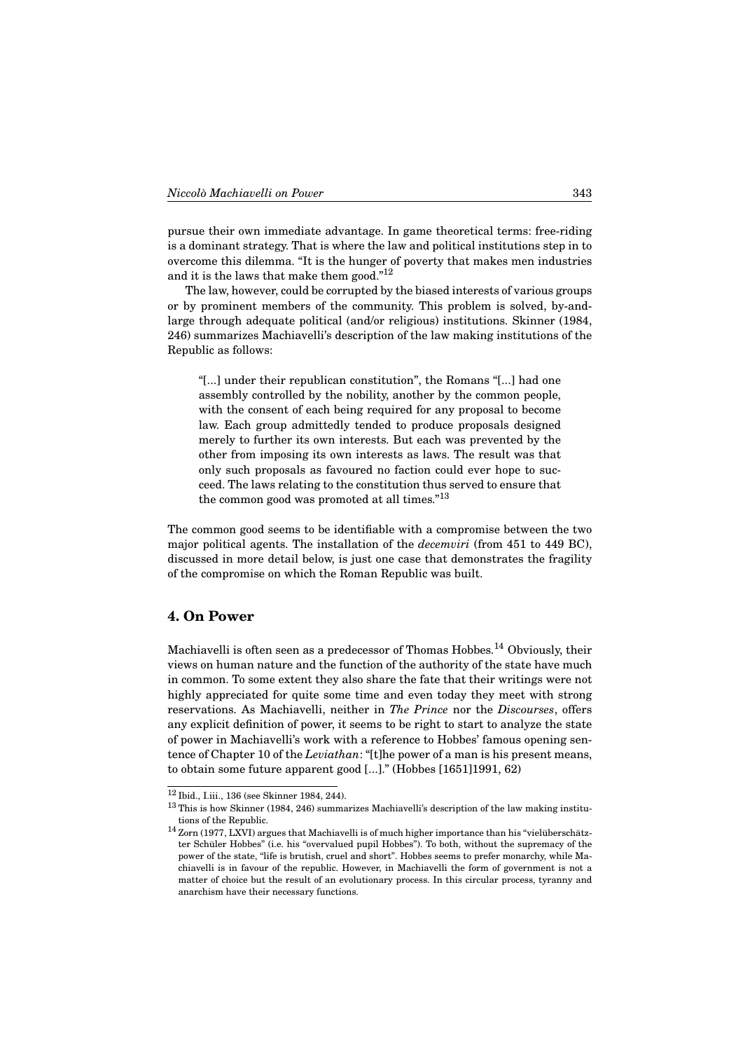pursue their own immediate advantage. In game theoretical terms: free-riding is a dominant strategy. That is where the law and political institutions step in to overcome this dilemma. "It is the hunger of poverty that makes men industries and it is the laws that make them good."[12]

The law, however, could be corrupted by the biased interests of various groups or by prominent members of the community. This problem is solved, by-and-large through adequate political (and/or religious) institutions. Skinner (1984, 246) summarizes Machiavelli's description of the law making institutions of the Republic as follows:

> "[...] under their republican constitution", the Romans "[...] had one assembly controlled by the nobility, another by the common people, with the consent of each being required for any proposal to become law. Each group admittedly tended to produce proposals designed merely to further its own interests. But each was prevented by the other from imposing its own interests as laws. The result was that only such proposals as favoured no faction could ever hope to succeed. The laws relating to the constitution thus served to ensure that the common good was promoted at all times."[13]

The common good seems to be identifiable with a compromise between the two major political agents. The installation of the *decemviri* (from 451 to 449 BC), discussed in more detail below, is just one case that demonstrates the fragility of the compromise on which the Roman Republic was built.

## 4. On Power

Machiavelli is often seen as a predecessor of Thomas Hobbes.[14] Obviously, their views on human nature and the function of the authority of the state have much in common. To some extent they also share the fate that their writings were not highly appreciated for quite some time and even today they meet with strong reservations. As Machiavelli, neither in *The Prince* nor the *Discourses*, offers any explicit definition of power, it seems to be right to start to analyze the state of power in Machiavelli's work with a reference to Hobbes' famous opening sentence of Chapter 10 of the *Leviathan*: "[t]he power of a man is his present means, to obtain some future apparent good [...]." (Hobbes [1651]1991, 62)

---

[12] Ibid., I.iii., 136 (see Skinner 1984, 244).

[13] This is how Skinner (1984, 246) summarizes Machiavelli's description of the law making institutions of the Republic.

[14] Zorn (1977, LXVI) argues that Machiavelli is of much higher importance than his "vielüberschätzter Schüler Hobbes" (i.e. his "overvalued pupil Hobbes"). To both, without the supremacy of the power of the state, "life is brutish, cruel and short". Hobbes seems to prefer monarchy, while Machiavelli is in favour of the republic. However, in Machiavelli the form of government is not a matter of choice but the result of an evolutionary process. In this circular process, tyranny and anarchism have their necessary functions.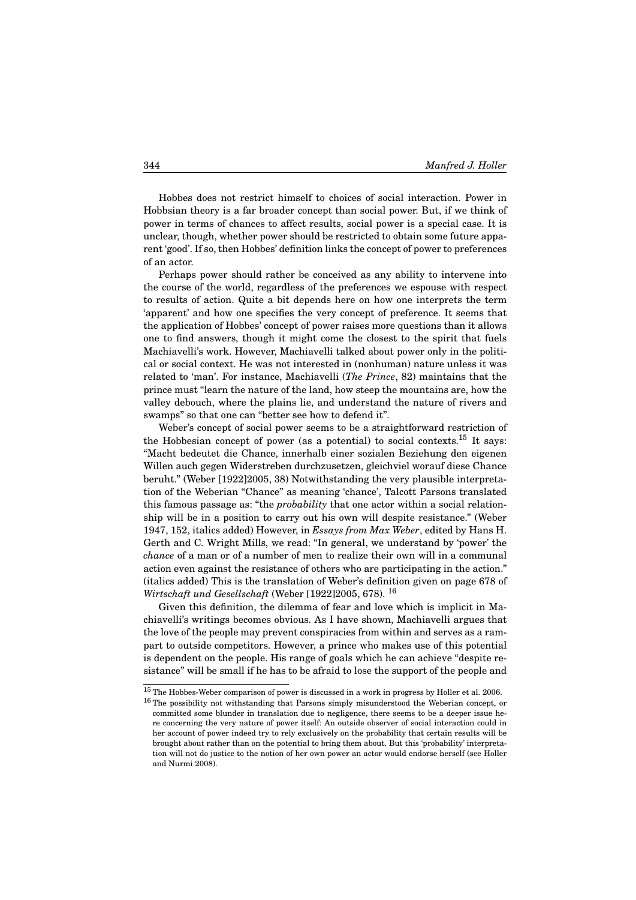Hobbes does not restrict himself to choices of social interaction. Power in Hobbsian theory is a far broader concept than social power. But, if we think of power in terms of chances to affect results, social power is a special case. It is unclear, though, whether power should be restricted to obtain some future apparent 'good'. If so, then Hobbes' definition links the concept of power to preferences of an actor.

Perhaps power should rather be conceived as any ability to intervene into the course of the world, regardless of the preferences we espouse with respect to results of action. Quite a bit depends here on how one interprets the term 'apparent' and how one specifies the very concept of preference. It seems that the application of Hobbes' concept of power raises more questions than it allows one to find answers, though it might come the closest to the spirit that fuels Machiavelli's work. However, Machiavelli talked about power only in the political or social context. He was not interested in (nonhuman) nature unless it was related to 'man'. For instance, Machiavelli (*The Prince*, 82) maintains that the prince must "learn the nature of the land, how steep the mountains are, how the valley debouch, where the plains lie, and understand the nature of rivers and swamps" so that one can "better see how to defend it".

Weber's concept of social power seems to be a straightforward restriction of the Hobbesian concept of power (as a potential) to social contexts.[15] It says: "Macht bedeutet die Chance, innerhalb einer sozialen Beziehung den eigenen Willen auch gegen Widerstreben durchzusetzen, gleichviel worauf diese Chance beruht." (Weber [1922]2005, 38) Notwithstanding the very plausible interpretation of the Weberian "Chance" as meaning 'chance', Talcott Parsons translated this famous passage as: "the *probability* that one actor within a social relationship will be in a position to carry out his own will despite resistance." (Weber 1947, 152, italics added) However, in *Essays from Max Weber*, edited by Hans H. Gerth and C. Wright Mills, we read: "In general, we understand by 'power' the *chance* of a man or of a number of men to realize their own will in a communal action even against the resistance of others who are participating in the action." (italics added) This is the translation of Weber's definition given on page 678 of *Wirtschaft und Gesellschaft* (Weber [1922]2005, 678). [16]

Given this definition, the dilemma of fear and love which is implicit in Machiavelli's writings becomes obvious. As I have shown, Machiavelli argues that the love of the people may prevent conspiracies from within and serves as a rampart to outside competitors. However, a prince who makes use of this potential is dependent on the people. His range of goals which he can achieve "despite resistance" will be small if he has to be afraid to lose the support of the people and

---

[15] The Hobbes-Weber comparison of power is discussed in a work in progress by Holler et al. 2006.

[16] The possibility not withstanding that Parsons simply misunderstood the Weberian concept, or committed some blunder in translation due to negligence, there seems to be a deeper issue here concerning the very nature of power itself: An outside observer of social interaction could in her account of power indeed try to rely exclusively on the probability that certain results will be brought about rather than on the potential to bring them about. But this 'probability' interpretation will not do justice to the notion of her own power an actor would endorse herself (see Holler and Nurmi 2008).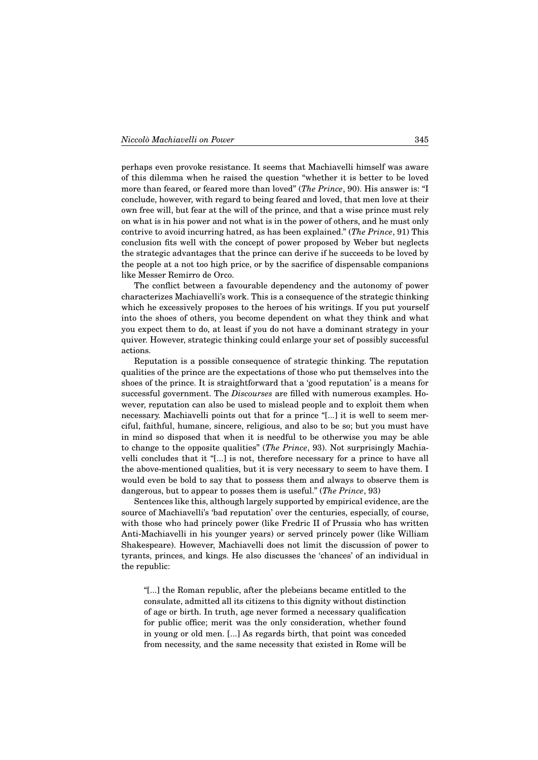perhaps even provoke resistance. It seems that Machiavelli himself was aware of this dilemma when he raised the question "whether it is better to be loved more than feared, or feared more than loved" (*The Prince*, 90). His answer is: "I conclude, however, with regard to being feared and loved, that men love at their own free will, but fear at the will of the prince, and that a wise prince must rely on what is in his power and not what is in the power of others, and he must only contrive to avoid incurring hatred, as has been explained." (*The Prince*, 91) This conclusion fits well with the concept of power proposed by Weber but neglects the strategic advantages that the prince can derive if he succeeds to be loved by the people at a not too high price, or by the sacrifice of dispensable companions like Messer Remirro de Orco.

The conflict between a favourable dependency and the autonomy of power characterizes Machiavelli's work. This is a consequence of the strategic thinking which he excessively proposes to the heroes of his writings. If you put yourself into the shoes of others, you become dependent on what they think and what you expect them to do, at least if you do not have a dominant strategy in your quiver. However, strategic thinking could enlarge your set of possibly successful actions.

Reputation is a possible consequence of strategic thinking. The reputation qualities of the prince are the expectations of those who put themselves into the shoes of the prince. It is straightforward that a 'good reputation' is a means for successful government. The *Discourses* are filled with numerous examples. However, reputation can also be used to mislead people and to exploit them when necessary. Machiavelli points out that for a prince "[...] it is well to seem merciful, faithful, humane, sincere, religious, and also to be so; but you must have in mind so disposed that when it is needful to be otherwise you may be able to change to the opposite qualities" (*The Prince*, 93). Not surprisingly Machiavelli concludes that it "[...] is not, therefore necessary for a prince to have all the above-mentioned qualities, but it is very necessary to seem to have them. I would even be bold to say that to possess them and always to observe them is dangerous, but to appear to posses them is useful." (*The Prince*, 93)

Sentences like this, although largely supported by empirical evidence, are the source of Machiavelli's 'bad reputation' over the centuries, especially, of course, with those who had princely power (like Fredric II of Prussia who has written Anti-Machiavelli in his younger years) or served princely power (like William Shakespeare). However, Machiavelli does not limit the discussion of power to tyrants, princes, and kings. He also discusses the 'chances' of an individual in the republic:

> "[...] the Roman republic, after the plebeians became entitled to the consulate, admitted all its citizens to this dignity without distinction of age or birth. In truth, age never formed a necessary qualification for public office; merit was the only consideration, whether found in young or old men. [...] As regards birth, that point was conceded from necessity, and the same necessity that existed in Rome will be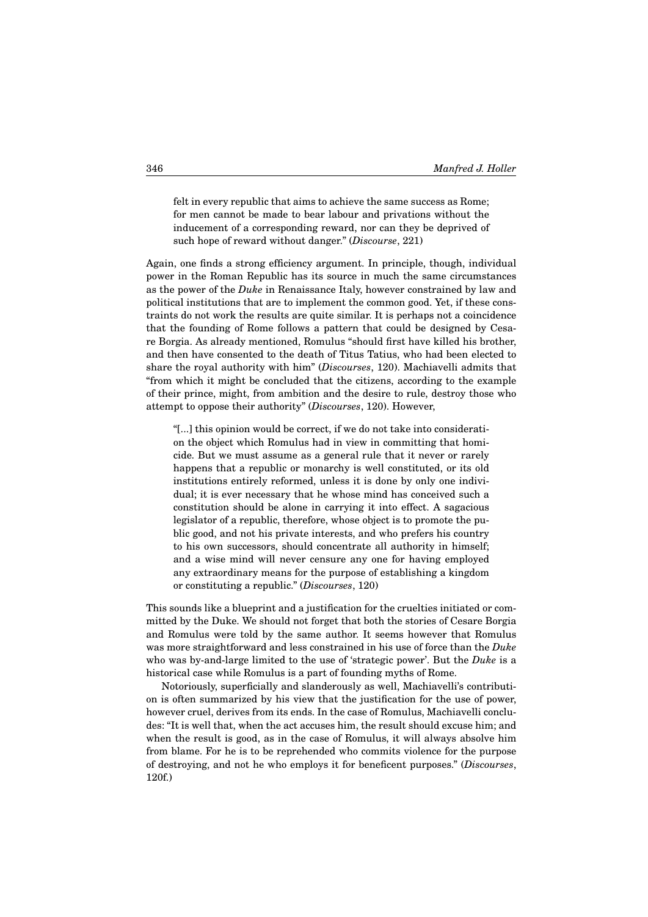> felt in every republic that aims to achieve the same success as Rome; for men cannot be made to bear labour and privations without the inducement of a corresponding reward, nor can they be deprived of such hope of reward without danger." (*Discourse*, 221)

Again, one finds a strong efficiency argument. In principle, though, individual power in the Roman Republic has its source in much the same circumstances as the power of the *Duke* in Renaissance Italy, however constrained by law and political institutions that are to implement the common good. Yet, if these constraints do not work the results are quite similar. It is perhaps not a coincidence that the founding of Rome follows a pattern that could be designed by Cesare Borgia. As already mentioned, Romulus "should first have killed his brother, and then have consented to the death of Titus Tatius, who had been elected to share the royal authority with him" (*Discourses*, 120). Machiavelli admits that "from which it might be concluded that the citizens, according to the example of their prince, might, from ambition and the desire to rule, destroy those who attempt to oppose their authority" (*Discourses*, 120). However,

> "[...] this opinion would be correct, if we do not take into consideration the object which Romulus had in view in committing that homicide. But we must assume as a general rule that it never or rarely happens that a republic or monarchy is well constituted, or its old institutions entirely reformed, unless it is done by only one individual; it is ever necessary that he whose mind has conceived such a constitution should be alone in carrying it into effect. A sagacious legislator of a republic, therefore, whose object is to promote the public good, and not his private interests, and who prefers his country to his own successors, should concentrate all authority in himself; and a wise mind will never censure any one for having employed any extraordinary means for the purpose of establishing a kingdom or constituting a republic." (*Discourses*, 120)

This sounds like a blueprint and a justification for the cruelties initiated or committed by the Duke. We should not forget that both the stories of Cesare Borgia and Romulus were told by the same author. It seems however that Romulus was more straightforward and less constrained in his use of force than the *Duke* who was by-and-large limited to the use of 'strategic power'. But the *Duke* is a historical case while Romulus is a part of founding myths of Rome.

Notoriously, superficially and slanderously as well, Machiavelli's contribution is often summarized by his view that the justification for the use of power, however cruel, derives from its ends. In the case of Romulus, Machiavelli concludes: "It is well that, when the act accuses him, the result should excuse him; and when the result is good, as in the case of Romulus, it will always absolve him from blame. For he is to be reprehended who commits violence for the purpose of destroying, and not he who employs it for beneficent purposes." (*Discourses*, 120f.)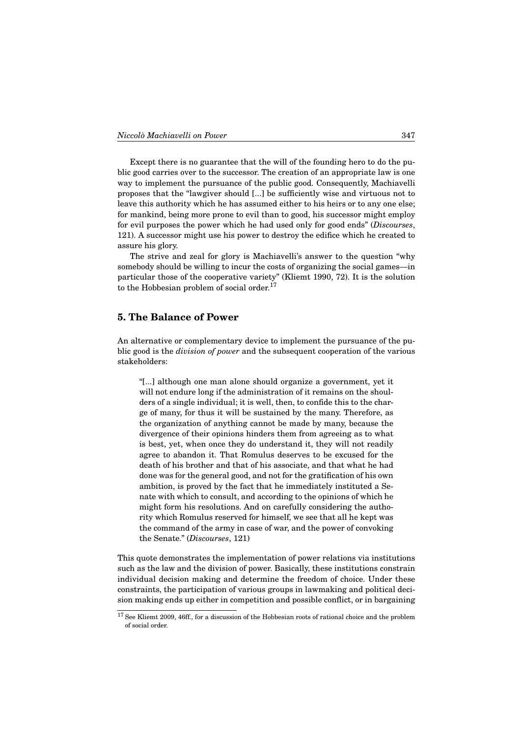Except there is no guarantee that the will of the founding hero to do the public good carries over to the successor. The creation of an appropriate law is one way to implement the pursuance of the public good. Consequently, Machiavelli proposes that the "lawgiver should [...] be sufficiently wise and virtuous not to leave this authority which he has assumed either to his heirs or to any one else; for mankind, being more prone to evil than to good, his successor might employ for evil purposes the power which he had used only for good ends" (*Discourses*, 121). A successor might use his power to destroy the edifice which he created to assure his glory.

The strive and zeal for glory is Machiavelli's answer to the question "why somebody should be willing to incur the costs of organizing the social games—in particular those of the cooperative variety" (Kliemt 1990, 72). It is the solution to the Hobbesian problem of social order.[17]

## 5. The Balance of Power

An alternative or complementary device to implement the pursuance of the public good is the *division of power* and the subsequent cooperation of the various stakeholders:

> "[...] although one man alone should organize a government, yet it will not endure long if the administration of it remains on the shoulders of a single individual; it is well, then, to confide this to the charge of many, for thus it will be sustained by the many. Therefore, as the organization of anything cannot be made by many, because the divergence of their opinions hinders them from agreeing as to what is best, yet, when once they do understand it, they will not readily agree to abandon it. That Romulus deserves to be excused for the death of his brother and that of his associate, and that what he had done was for the general good, and not for the gratification of his own ambition, is proved by the fact that he immediately instituted a Senate with which to consult, and according to the opinions of which he might form his resolutions. And on carefully considering the authority which Romulus reserved for himself, we see that all he kept was the command of the army in case of war, and the power of convoking the Senate." (*Discourses*, 121)

This quote demonstrates the implementation of power relations via institutions such as the law and the division of power. Basically, these institutions constrain individual decision making and determine the freedom of choice. Under these constraints, the participation of various groups in lawmaking and political decision making ends up either in competition and possible conflict, or in bargaining

[17] See Kliemt 2009, 46ff., for a discussion of the Hobbesian roots of rational choice and the problem of social order.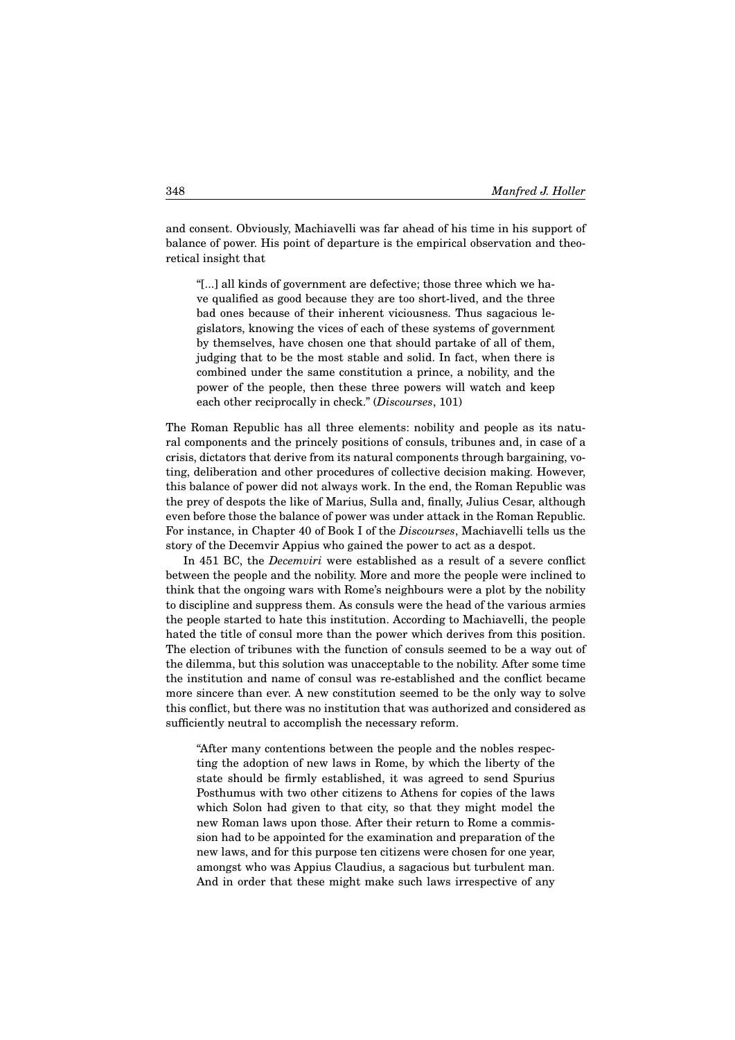and consent. Obviously, Machiavelli was far ahead of his time in his support of balance of power. His point of departure is the empirical observation and theoretical insight that

> "[...] all kinds of government are defective; those three which we have qualified as good because they are too short-lived, and the three bad ones because of their inherent viciousness. Thus sagacious legislators, knowing the vices of each of these systems of government by themselves, have chosen one that should partake of all of them, judging that to be the most stable and solid. In fact, when there is combined under the same constitution a prince, a nobility, and the power of the people, then these three powers will watch and keep each other reciprocally in check." (*Discourses*, 101)

The Roman Republic has all three elements: nobility and people as its natural components and the princely positions of consuls, tribunes and, in case of a crisis, dictators that derive from its natural components through bargaining, voting, deliberation and other procedures of collective decision making. However, this balance of power did not always work. In the end, the Roman Republic was the prey of despots the like of Marius, Sulla and, finally, Julius Cesar, although even before those the balance of power was under attack in the Roman Republic. For instance, in Chapter 40 of Book I of the *Discourses*, Machiavelli tells us the story of the Decemvir Appius who gained the power to act as a despot.

In 451 BC, the *Decemviri* were established as a result of a severe conflict between the people and the nobility. More and more the people were inclined to think that the ongoing wars with Rome's neighbours were a plot by the nobility to discipline and suppress them. As consuls were the head of the various armies the people started to hate this institution. According to Machiavelli, the people hated the title of consul more than the power which derives from this position. The election of tribunes with the function of consuls seemed to be a way out of the dilemma, but this solution was unacceptable to the nobility. After some time the institution and name of consul was re-established and the conflict became more sincere than ever. A new constitution seemed to be the only way to solve this conflict, but there was no institution that was authorized and considered as sufficiently neutral to accomplish the necessary reform.

> "After many contentions between the people and the nobles respecting the adoption of new laws in Rome, by which the liberty of the state should be firmly established, it was agreed to send Spurius Posthumus with two other citizens to Athens for copies of the laws which Solon had given to that city, so that they might model the new Roman laws upon those. After their return to Rome a commission had to be appointed for the examination and preparation of the new laws, and for this purpose ten citizens were chosen for one year, amongst who was Appius Claudius, a sagacious but turbulent man. And in order that these might make such laws irrespective of any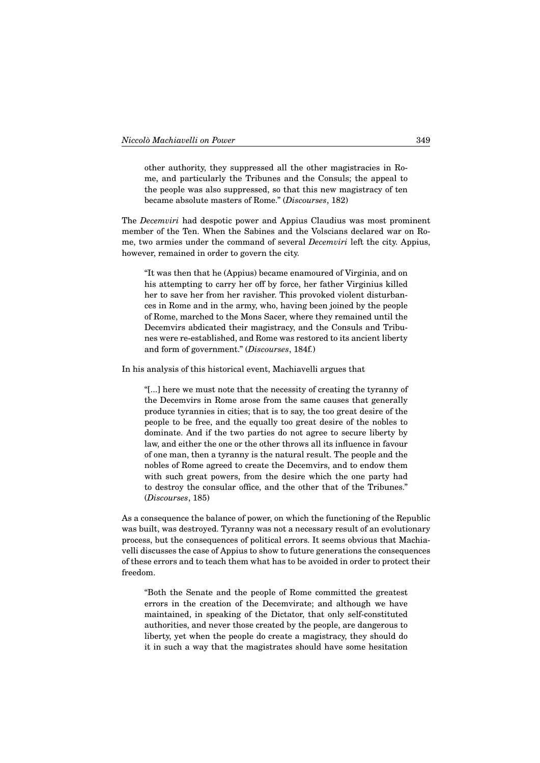> other authority, they suppressed all the other magistracies in Rome, and particularly the Tribunes and the Consuls; the appeal to the people was also suppressed, so that this new magistracy of ten became absolute masters of Rome." (*Discourses*, 182)

The *Decemviri* had despotic power and Appius Claudius was most prominent member of the Ten. When the Sabines and the Volscians declared war on Rome, two armies under the command of several *Decemviri* left the city. Appius, however, remained in order to govern the city.

> "It was then that he (Appius) became enamoured of Virginia, and on his attempting to carry her off by force, her father Virginius killed her to save her from her ravisher. This provoked violent disturbances in Rome and in the army, who, having been joined by the people of Rome, marched to the Mons Sacer, where they remained until the Decemvirs abdicated their magistracy, and the Consuls and Tribunes were re-established, and Rome was restored to its ancient liberty and form of government." (*Discourses*, 184f.)

In his analysis of this historical event, Machiavelli argues that

> "[...] here we must note that the necessity of creating the tyranny of the Decemvirs in Rome arose from the same causes that generally produce tyrannies in cities; that is to say, the too great desire of the people to be free, and the equally too great desire of the nobles to dominate. And if the two parties do not agree to secure liberty by law, and either the one or the other throws all its influence in favour of one man, then a tyranny is the natural result. The people and the nobles of Rome agreed to create the Decemvirs, and to endow them with such great powers, from the desire which the one party had to destroy the consular office, and the other that of the Tribunes." (*Discourses*, 185)

As a consequence the balance of power, on which the functioning of the Republic was built, was destroyed. Tyranny was not a necessary result of an evolutionary process, but the consequences of political errors. It seems obvious that Machiavelli discusses the case of Appius to show to future generations the consequences of these errors and to teach them what has to be avoided in order to protect their freedom.

> "Both the Senate and the people of Rome committed the greatest errors in the creation of the Decemvirate; and although we have maintained, in speaking of the Dictator, that only self-constituted authorities, and never those created by the people, are dangerous to liberty, yet when the people do create a magistracy, they should do it in such a way that the magistrates should have some hesitation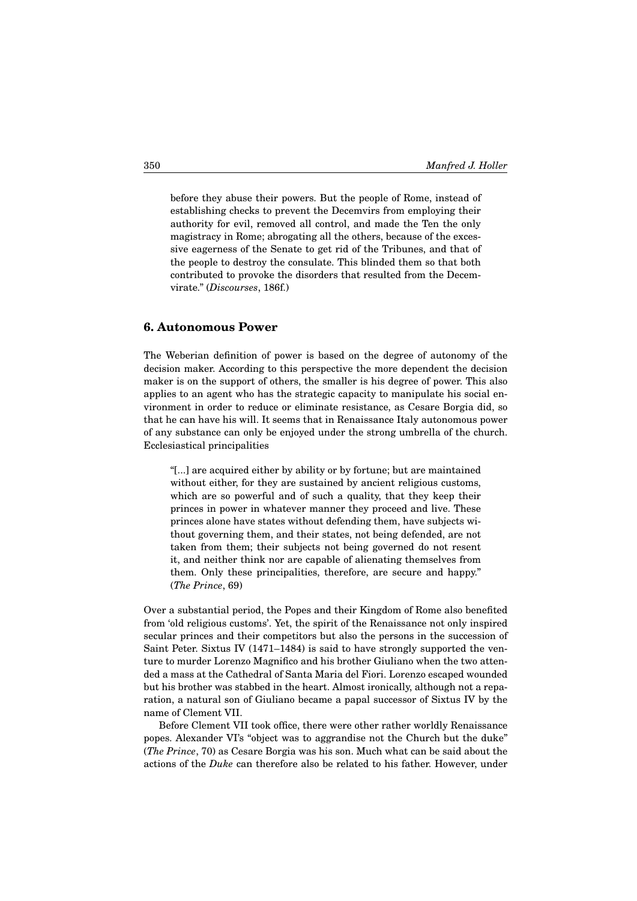> before they abuse their powers. But the people of Rome, instead of establishing checks to prevent the Decemvirs from employing their authority for evil, removed all control, and made the Ten the only magistracy in Rome; abrogating all the others, because of the excessive eagerness of the Senate to get rid of the Tribunes, and that of the people to destroy the consulate. This blinded them so that both contributed to provoke the disorders that resulted from the Decemvirate." (*Discourses*, 186f.)

## 6. Autonomous Power

The Weberian definition of power is based on the degree of autonomy of the decision maker. According to this perspective the more dependent the decision maker is on the support of others, the smaller is his degree of power. This also applies to an agent who has the strategic capacity to manipulate his social environment in order to reduce or eliminate resistance, as Cesare Borgia did, so that he can have his will. It seems that in Renaissance Italy autonomous power of any substance can only be enjoyed under the strong umbrella of the church. Ecclesiastical principalities

> "[...] are acquired either by ability or by fortune; but are maintained without either, for they are sustained by ancient religious customs, which are so powerful and of such a quality, that they keep their princes in power in whatever manner they proceed and live. These princes alone have states without defending them, have subjects without governing them, and their states, not being defended, are not taken from them; their subjects not being governed do not resent it, and neither think nor are capable of alienating themselves from them. Only these principalities, therefore, are secure and happy." (*The Prince*, 69)

Over a substantial period, the Popes and their Kingdom of Rome also benefited from 'old religious customs'. Yet, the spirit of the Renaissance not only inspired secular princes and their competitors but also the persons in the succession of Saint Peter. Sixtus IV (1471–1484) is said to have strongly supported the venture to murder Lorenzo Magnifico and his brother Giuliano when the two attended a mass at the Cathedral of Santa Maria del Fiori. Lorenzo escaped wounded but his brother was stabbed in the heart. Almost ironically, although not a reparation, a natural son of Giuliano became a papal successor of Sixtus IV by the name of Clement VII.

Before Clement VII took office, there were other rather worldly Renaissance popes. Alexander VI's "object was to aggrandise not the Church but the duke" (*The Prince*, 70) as Cesare Borgia was his son. Much what can be said about the actions of the *Duke* can therefore also be related to his father. However, under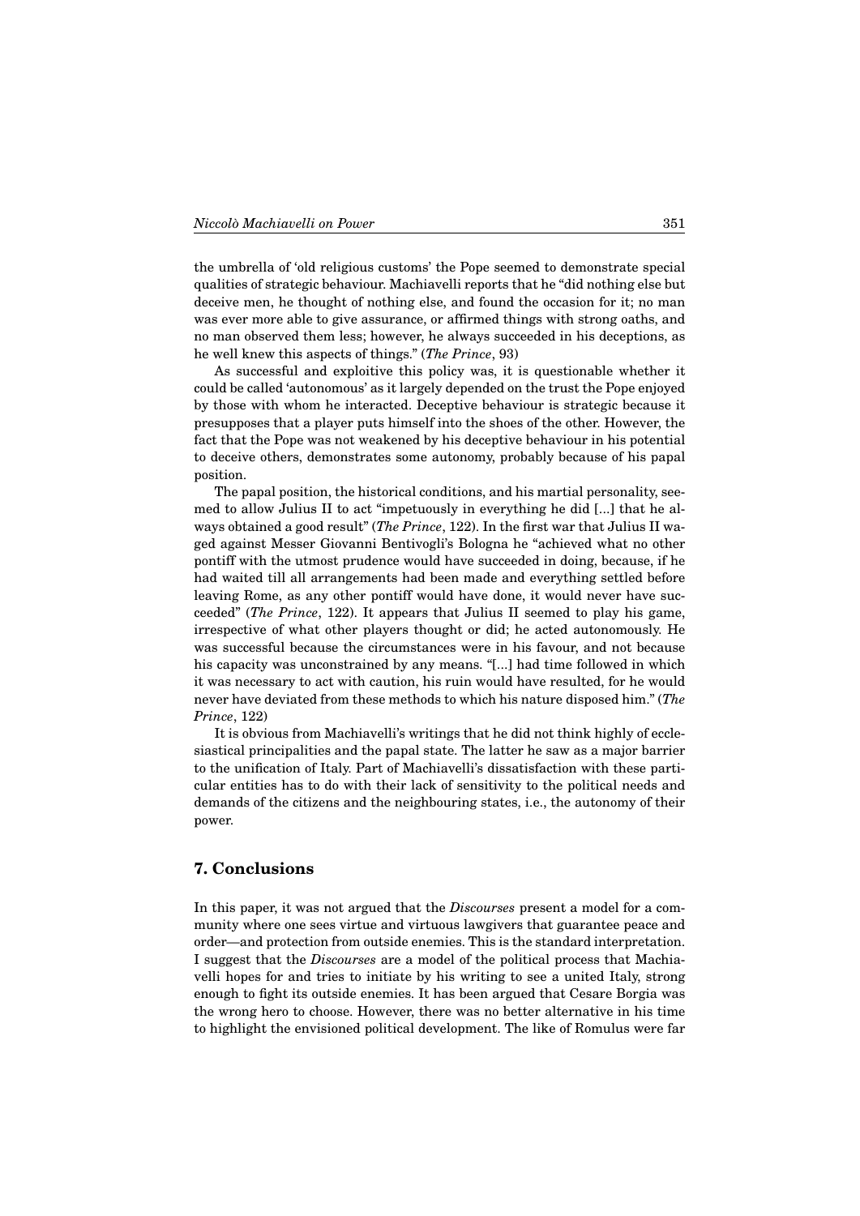the umbrella of 'old religious customs' the Pope seemed to demonstrate special qualities of strategic behaviour. Machiavelli reports that he "did nothing else but deceive men, he thought of nothing else, and found the occasion for it; no man was ever more able to give assurance, or affirmed things with strong oaths, and no man observed them less; however, he always succeeded in his deceptions, as he well knew this aspects of things." (*The Prince*, 93)

As successful and exploitive this policy was, it is questionable whether it could be called 'autonomous' as it largely depended on the trust the Pope enjoyed by those with whom he interacted. Deceptive behaviour is strategic because it presupposes that a player puts himself into the shoes of the other. However, the fact that the Pope was not weakened by his deceptive behaviour in his potential to deceive others, demonstrates some autonomy, probably because of his papal position.

The papal position, the historical conditions, and his martial personality, seemed to allow Julius II to act "impetuously in everything he did [...] that he always obtained a good result" (*The Prince*, 122). In the first war that Julius II waged against Messer Giovanni Bentivogli's Bologna he "achieved what no other pontiff with the utmost prudence would have succeeded in doing, because, if he had waited till all arrangements had been made and everything settled before leaving Rome, as any other pontiff would have done, it would never have succeeded" (*The Prince*, 122). It appears that Julius II seemed to play his game, irrespective of what other players thought or did; he acted autonomously. He was successful because the circumstances were in his favour, and not because his capacity was unconstrained by any means. "[...] had time followed in which it was necessary to act with caution, his ruin would have resulted, for he would never have deviated from these methods to which his nature disposed him." (*The Prince*, 122)

It is obvious from Machiavelli's writings that he did not think highly of ecclesiastical principalities and the papal state. The latter he saw as a major barrier to the unification of Italy. Part of Machiavelli's dissatisfaction with these particular entities has to do with their lack of sensitivity to the political needs and demands of the citizens and the neighbouring states, i.e., the autonomy of their power.

## 7. Conclusions

In this paper, it was not argued that the *Discourses* present a model for a community where one sees virtue and virtuous lawgivers that guarantee peace and order—and protection from outside enemies. This is the standard interpretation. I suggest that the *Discourses* are a model of the political process that Machiavelli hopes for and tries to initiate by his writing to see a united Italy, strong enough to fight its outside enemies. It has been argued that Cesare Borgia was the wrong hero to choose. However, there was no better alternative in his time to highlight the envisioned political development. The like of Romulus were far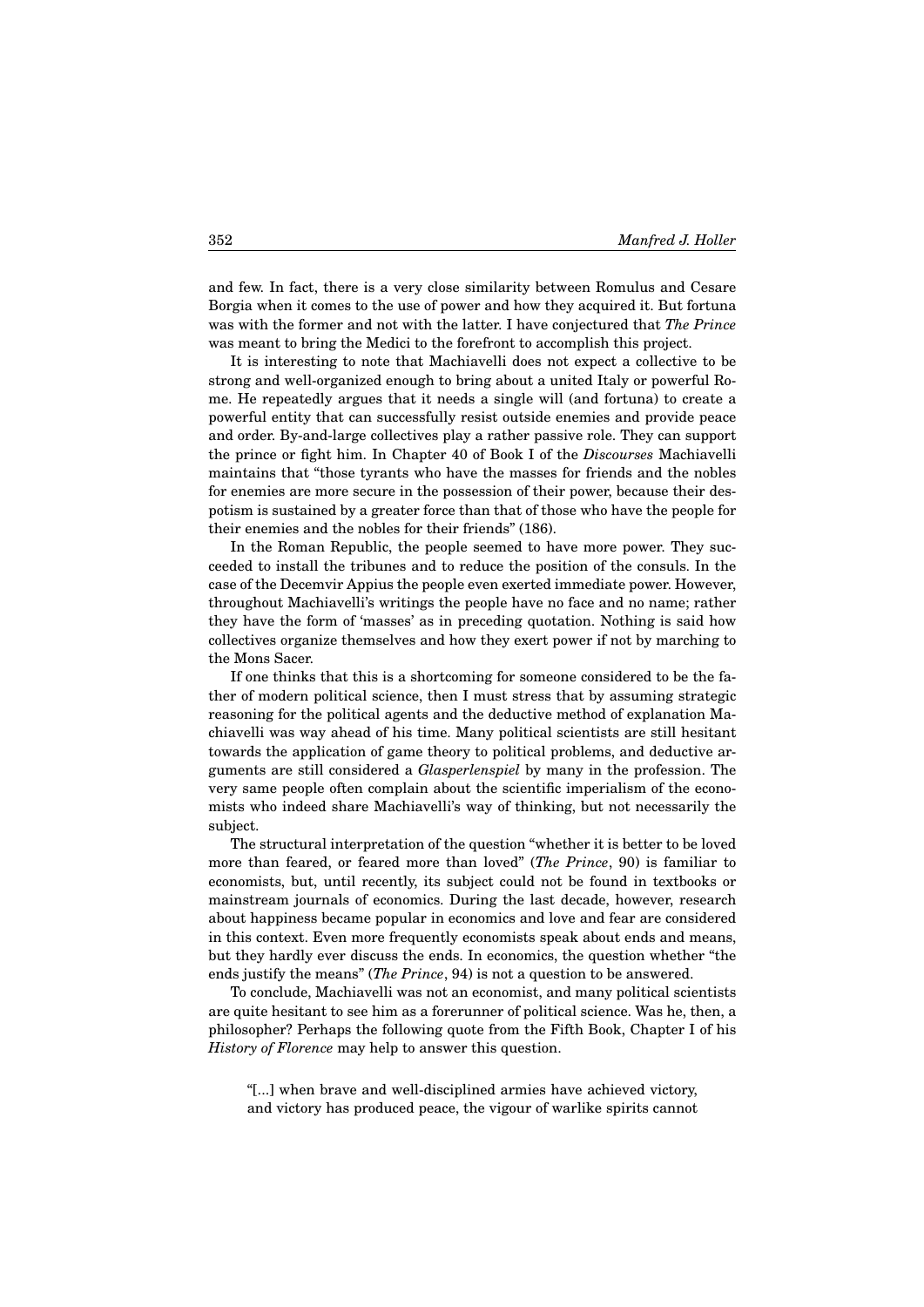and few. In fact, there is a very close similarity between Romulus and Cesare Borgia when it comes to the use of power and how they acquired it. But fortuna was with the former and not with the latter. I have conjectured that *The Prince* was meant to bring the Medici to the forefront to accomplish this project.

It is interesting to note that Machiavelli does not expect a collective to be strong and well-organized enough to bring about a united Italy or powerful Rome. He repeatedly argues that it needs a single will (and fortuna) to create a powerful entity that can successfully resist outside enemies and provide peace and order. By-and-large collectives play a rather passive role. They can support the prince or fight him. In Chapter 40 of Book I of the *Discourses* Machiavelli maintains that "those tyrants who have the masses for friends and the nobles for enemies are more secure in the possession of their power, because their despotism is sustained by a greater force than that of those who have the people for their enemies and the nobles for their friends" (186).

In the Roman Republic, the people seemed to have more power. They succeeded to install the tribunes and to reduce the position of the consuls. In the case of the Decemvir Appius the people even exerted immediate power. However, throughout Machiavelli's writings the people have no face and no name; rather they have the form of 'masses' as in preceding quotation. Nothing is said how collectives organize themselves and how they exert power if not by marching to the Mons Sacer.

If one thinks that this is a shortcoming for someone considered to be the father of modern political science, then I must stress that by assuming strategic reasoning for the political agents and the deductive method of explanation Machiavelli was way ahead of his time. Many political scientists are still hesitant towards the application of game theory to political problems, and deductive arguments are still considered a *Glasperlenspiel* by many in the profession. The very same people often complain about the scientific imperialism of the economists who indeed share Machiavelli's way of thinking, but not necessarily the subject.

The structural interpretation of the question "whether it is better to be loved more than feared, or feared more than loved" (*The Prince*, 90) is familiar to economists, but, until recently, its subject could not be found in textbooks or mainstream journals of economics. During the last decade, however, research about happiness became popular in economics and love and fear are considered in this context. Even more frequently economists speak about ends and means, but they hardly ever discuss the ends. In economics, the question whether "the ends justify the means" (*The Prince*, 94) is not a question to be answered.

To conclude, Machiavelli was not an economist, and many political scientists are quite hesitant to see him as a forerunner of political science. Was he, then, a philosopher? Perhaps the following quote from the Fifth Book, Chapter I of his *History of Florence* may help to answer this question.

> "[...] when brave and well-disciplined armies have achieved victory, and victory has produced peace, the vigour of warlike spirits cannot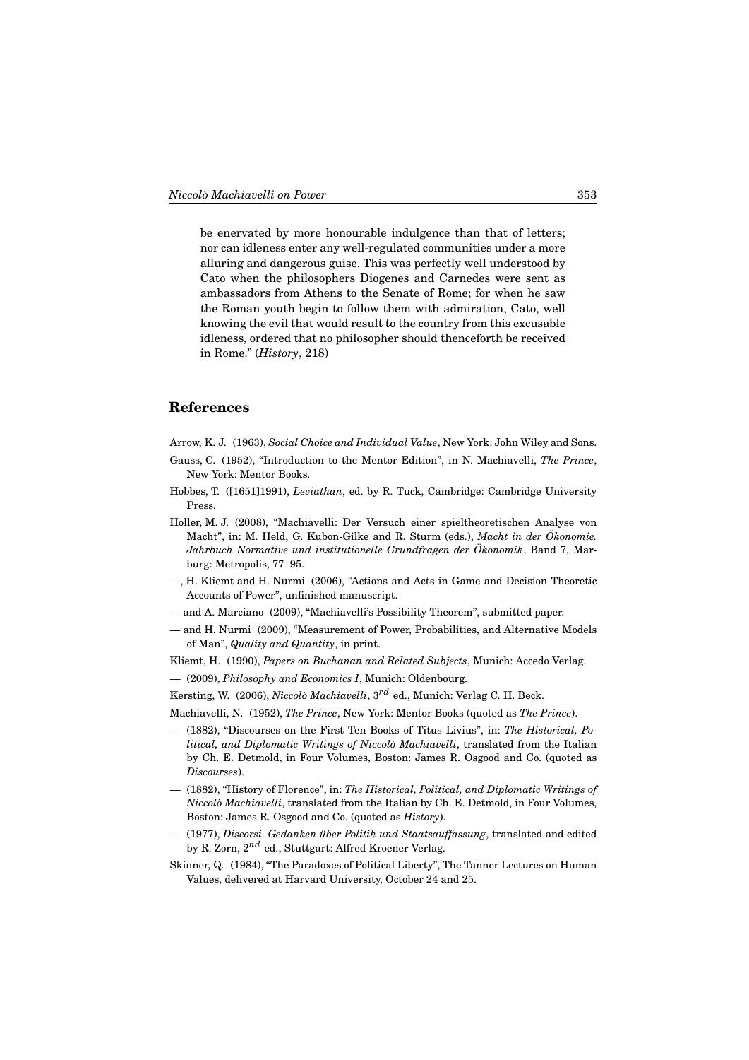> be enervated by more honourable indulgence than that of letters; nor can idleness enter any well-regulated communities under a more alluring and dangerous guise. This was perfectly well understood by Cato when the philosophers Diogenes and Carnedes were sent as ambassadors from Athens to the Senate of Rome; for when he saw the Roman youth begin to follow them with admiration, Cato, well knowing the evil that would result to the country from this excusable idleness, ordered that no philosopher should thenceforth be received in Rome." (*History*, 218)

## References

Arrow, K. J. (1963), *Social Choice and Individual Value*, New York: John Wiley and Sons.

Gauss, C. (1952), "Introduction to the Mentor Edition", in N. Machiavelli, *The Prince*, New York: Mentor Books.

Hobbes, T. ([1651]1991), *Leviathan*, ed. by R. Tuck, Cambridge: Cambridge University Press.

Holler, M. J. (2008), "Machiavelli: Der Versuch einer spieltheoretischen Analyse von Macht", in: M. Held, G. Kubon-Gilke and R. Sturm (eds.), *Macht in der Ökonomie. Jahrbuch Normative und institutionelle Grundfragen der Ökonomik*, Band 7, Marburg: Metropolis, 77–95.

—, H. Kliemt and H. Nurmi (2006), "Actions and Acts in Game and Decision Theoretic Accounts of Power", unfinished manuscript.

— and A. Marciano (2009), "Machiavelli's Possibility Theorem", submitted paper.

— and H. Nurmi (2009), "Measurement of Power, Probabilities, and Alternative Models of Man", *Quality and Quantity*, in print.

Kliemt, H. (1990), *Papers on Buchanan and Related Subjects*, Munich: Accedo Verlag.

— (2009), *Philosophy and Economics I*, Munich: Oldenbourg.

Kersting, W. (2006), *Niccolò Machiavelli*, $3^{rd}$ ed., Munich: Verlag C. H. Beck.

Machiavelli, N. (1952), *The Prince*, New York: Mentor Books (quoted as *The Prince*).

— (1882), "Discourses on the First Ten Books of Titus Livius", in: *The Historical, Political, and Diplomatic Writings of Niccolò Machiavelli*, translated from the Italian by Ch. E. Detmold, in Four Volumes, Boston: James R. Osgood and Co. (quoted as *Discourses*).

— (1882), "History of Florence", in: *The Historical, Political, and Diplomatic Writings of Niccolò Machiavelli*, translated from the Italian by Ch. E. Detmold, in Four Volumes, Boston: James R. Osgood and Co. (quoted as *History*).

— (1977), *Discorsi. Gedanken über Politik und Staatsauffassung*, translated and edited by R. Zorn, $2^{nd}$ ed., Stuttgart: Alfred Kroener Verlag.

Skinner, Q. (1984), "The Paradoxes of Political Liberty", The Tanner Lectures on Human Values, delivered at Harvard University, October 24 and 25.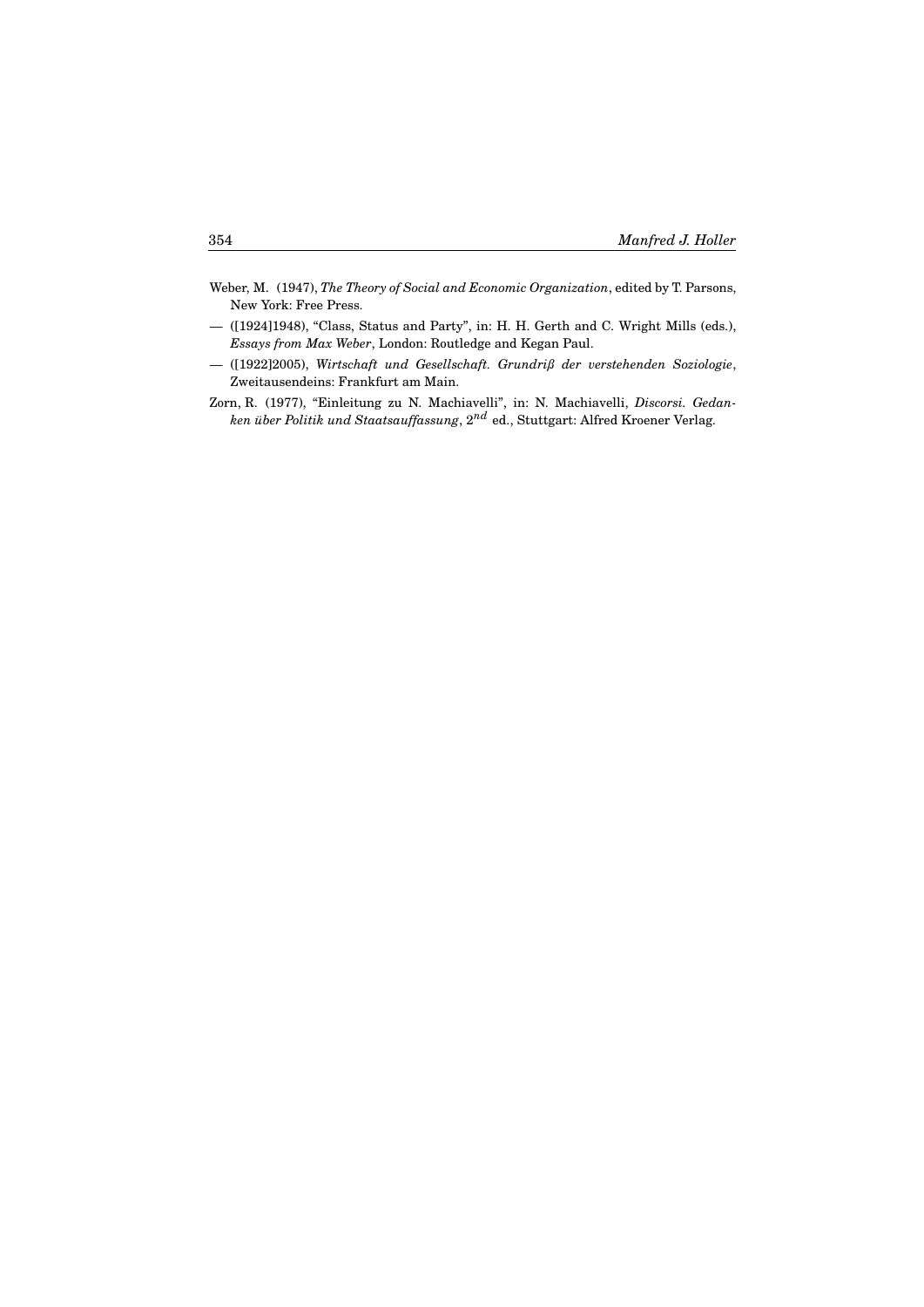Weber, M. (1947), *The Theory of Social and Economic Organization*, edited by T. Parsons, New York: Free Press.

— ([1924]1948), "Class, Status and Party", in: H. H. Gerth and C. Wright Mills (eds.), *Essays from Max Weber*, London: Routledge and Kegan Paul.

— ([1922]2005), *Wirtschaft und Gesellschaft. Grundriß der verstehenden Soziologie*, Zweitausendeins: Frankfurt am Main.

Zorn, R. (1977), "Einleitung zu N. Machiavelli", in: N. Machiavelli, *Discorsi. Gedanken über Politik und Staatsauffassung*, $2^{nd}$ ed., Stuttgart: Alfred Kroener Verlag.